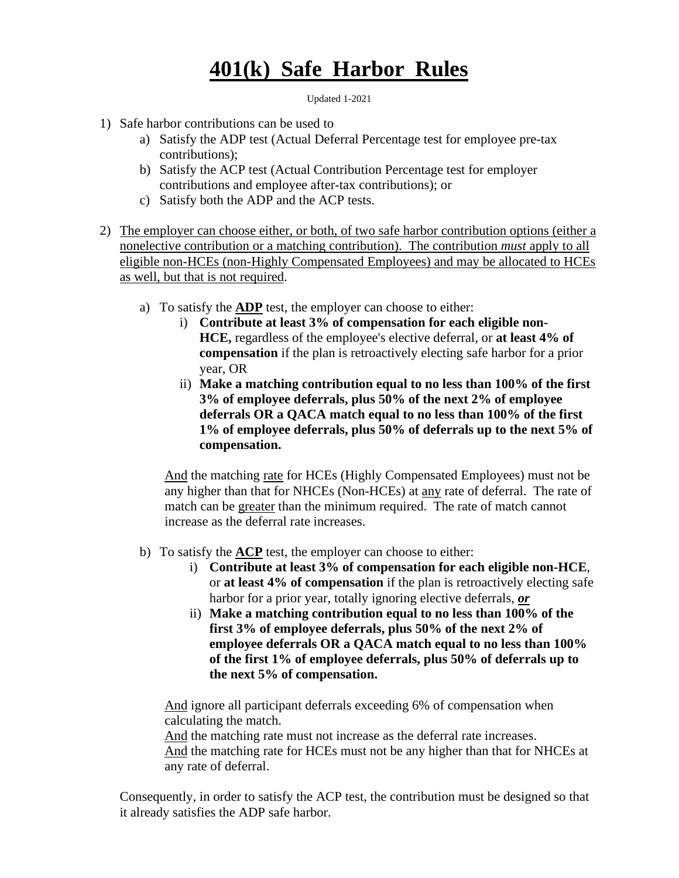# 401(k) Safe Harbor Rules

Updated 1-2021

1) Safe harbor contributions can be used to
   a) Satisfy the ADP test (Actual Deferral Percentage test for employee pre-tax contributions);
   b) Satisfy the ACP test (Actual Contribution Percentage test for employer contributions and employee after-tax contributions); or
   c) Satisfy both the ADP and the ACP tests.

2) The employer can choose either, or both, of two safe harbor contribution options (either a nonelective contribution or a matching contribution). The contribution *must* apply to all eligible non-HCEs (non-Highly Compensated Employees) and may be allocated to HCEs as well, but that is not required.

   a) To satisfy the **ADP** test, the employer can choose to either:
      i) **Contribute at least 3% of compensation for each eligible non-HCE,** regardless of the employee's elective deferral, or **at least 4% of compensation** if the plan is retroactively electing safe harbor for a prior year, OR
      ii) **Make a matching contribution equal to no less than 100% of the first 3% of employee deferrals, plus 50% of the next 2% of employee deferrals OR a QACA match equal to no less than 100% of the first 1% of employee deferrals, plus 50% of deferrals up to the next 5% of compensation.**

      And the matching rate for HCEs (Highly Compensated Employees) must not be any higher than that for NHCEs (Non-HCEs) at any rate of deferral. The rate of match can be greater than the minimum required. The rate of match cannot increase as the deferral rate increases.

   b) To satisfy the **ACP** test, the employer can choose to either:
      i) **Contribute at least 3% of compensation for each eligible non-HCE**, or **at least 4% of compensation** if the plan is retroactively electing safe harbor for a prior year, totally ignoring elective deferrals, ***or***
      ii) **Make a matching contribution equal to no less than 100% of the first 3% of employee deferrals, plus 50% of the next 2% of employee deferrals OR a QACA match equal to no less than 100% of the first 1% of employee deferrals, plus 50% of deferrals up to the next 5% of compensation.**

      And ignore all participant deferrals exceeding 6% of compensation when calculating the match.
      And the matching rate must not increase as the deferral rate increases.
      And the matching rate for HCEs must not be any higher than that for NHCEs at any rate of deferral.

   Consequently, in order to satisfy the ACP test, the contribution must be designed so that it already satisfies the ADP safe harbor.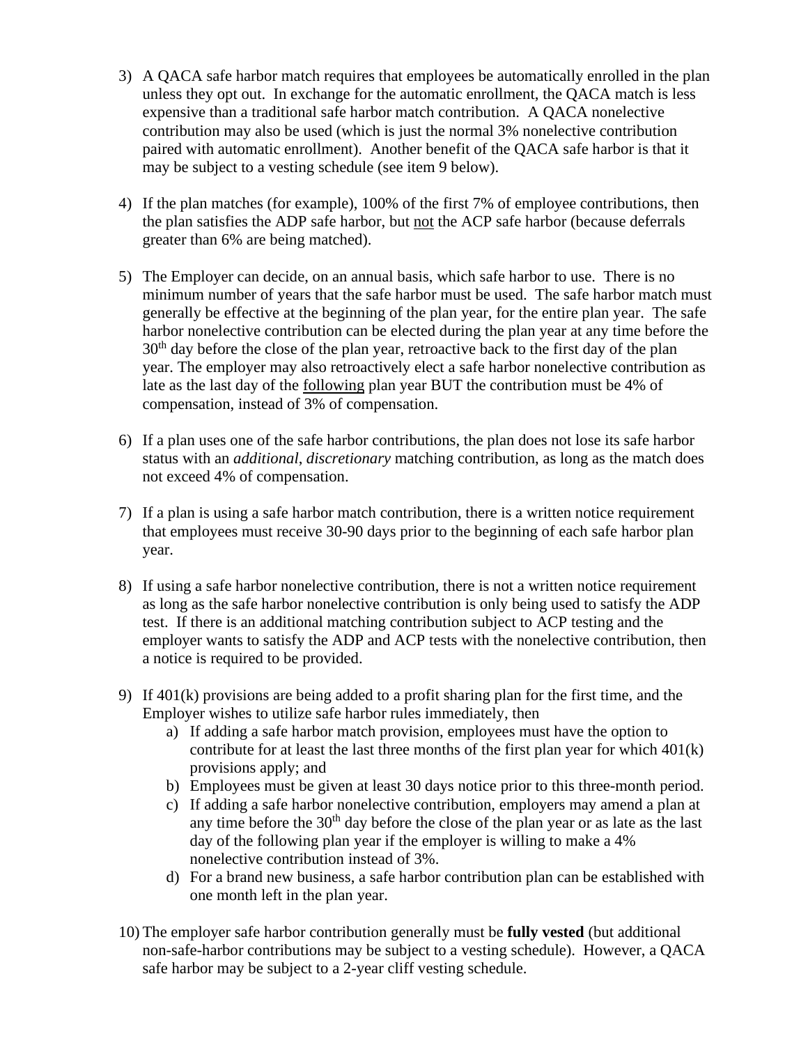3) A QACA safe harbor match requires that employees be automatically enrolled in the plan unless they opt out. In exchange for the automatic enrollment, the QACA match is less expensive than a traditional safe harbor match contribution. A QACA nonelective contribution may also be used (which is just the normal 3% nonelective contribution paired with automatic enrollment). Another benefit of the QACA safe harbor is that it may be subject to a vesting schedule (see item 9 below).

4) If the plan matches (for example), 100% of the first 7% of employee contributions, then the plan satisfies the ADP safe harbor, but <u>not</u> the ACP safe harbor (because deferrals greater than 6% are being matched).

5) The Employer can decide, on an annual basis, which safe harbor to use. There is no minimum number of years that the safe harbor must be used. The safe harbor match must generally be effective at the beginning of the plan year, for the entire plan year. The safe harbor nonelective contribution can be elected during the plan year at any time before the 30th day before the close of the plan year, retroactive back to the first day of the plan year. The employer may also retroactively elect a safe harbor nonelective contribution as late as the last day of the <u>following</u> plan year BUT the contribution must be 4% of compensation, instead of 3% of compensation.

6) If a plan uses one of the safe harbor contributions, the plan does not lose its safe harbor status with an *additional*, *discretionary* matching contribution, as long as the match does not exceed 4% of compensation.

7) If a plan is using a safe harbor match contribution, there is a written notice requirement that employees must receive 30-90 days prior to the beginning of each safe harbor plan year.

8) If using a safe harbor nonelective contribution, there is not a written notice requirement as long as the safe harbor nonelective contribution is only being used to satisfy the ADP test. If there is an additional matching contribution subject to ACP testing and the employer wants to satisfy the ADP and ACP tests with the nonelective contribution, then a notice is required to be provided.

9) If 401(k) provisions are being added to a profit sharing plan for the first time, and the Employer wishes to utilize safe harbor rules immediately, then
   a) If adding a safe harbor match provision, employees must have the option to contribute for at least the last three months of the first plan year for which 401(k) provisions apply; and
   b) Employees must be given at least 30 days notice prior to this three-month period.
   c) If adding a safe harbor nonelective contribution, employers may amend a plan at any time before the 30th day before the close of the plan year or as late as the last day of the following plan year if the employer is willing to make a 4% nonelective contribution instead of 3%.
   d) For a brand new business, a safe harbor contribution plan can be established with one month left in the plan year.

10) The employer safe harbor contribution generally must be **fully vested** (but additional non-safe-harbor contributions may be subject to a vesting schedule). However, a QACA safe harbor may be subject to a 2-year cliff vesting schedule.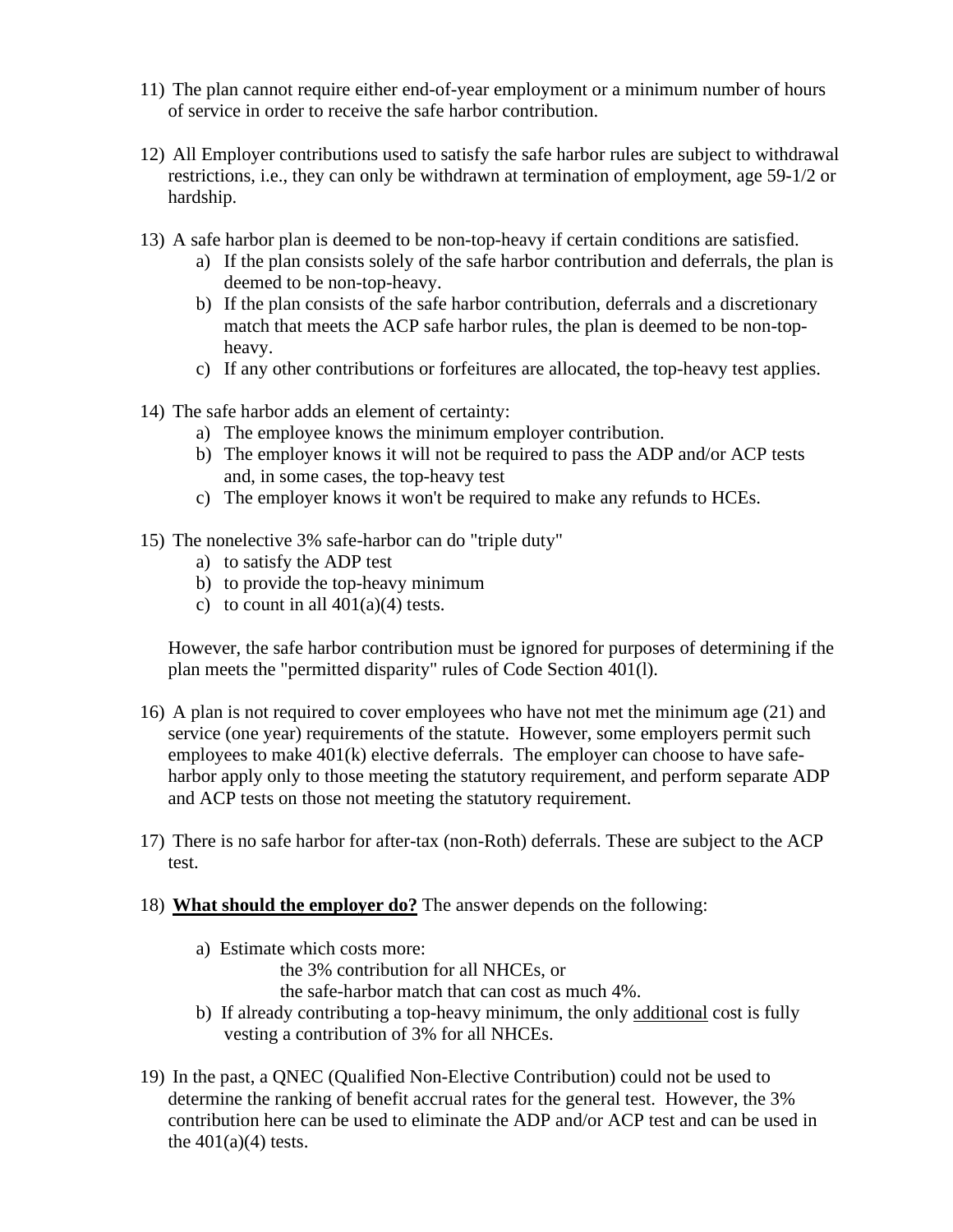11) The plan cannot require either end-of-year employment or a minimum number of hours of service in order to receive the safe harbor contribution.

12) All Employer contributions used to satisfy the safe harbor rules are subject to withdrawal restrictions, i.e., they can only be withdrawn at termination of employment, age 59-1/2 or hardship.

13) A safe harbor plan is deemed to be non-top-heavy if certain conditions are satisfied.
    a) If the plan consists solely of the safe harbor contribution and deferrals, the plan is deemed to be non-top-heavy.
    b) If the plan consists of the safe harbor contribution, deferrals and a discretionary match that meets the ACP safe harbor rules, the plan is deemed to be non-top-heavy.
    c) If any other contributions or forfeitures are allocated, the top-heavy test applies.

14) The safe harbor adds an element of certainty:
    a) The employee knows the minimum employer contribution.
    b) The employer knows it will not be required to pass the ADP and/or ACP tests and, in some cases, the top-heavy test
    c) The employer knows it won't be required to make any refunds to HCEs.

15) The nonelective 3% safe-harbor can do "triple duty"
    a) to satisfy the ADP test
    b) to provide the top-heavy minimum
    c) to count in all 401(a)(4) tests.

    However, the safe harbor contribution must be ignored for purposes of determining if the plan meets the "permitted disparity" rules of Code Section 401(l).

16) A plan is not required to cover employees who have not met the minimum age (21) and service (one year) requirements of the statute. However, some employers permit such employees to make 401(k) elective deferrals. The employer can choose to have safe-harbor apply only to those meeting the statutory requirement, and perform separate ADP and ACP tests on those not meeting the statutory requirement.

17) There is no safe harbor for after-tax (non-Roth) deferrals. These are subject to the ACP test.

18) **<u>What should the employer do?</u>** The answer depends on the following:

    a) Estimate which costs more:
       the 3% contribution for all NHCEs, or
       the safe-harbor match that can cost as much 4%.
    b) If already contributing a top-heavy minimum, the only <u>additional</u> cost is fully vesting a contribution of 3% for all NHCEs.

19) In the past, a QNEC (Qualified Non-Elective Contribution) could not be used to determine the ranking of benefit accrual rates for the general test. However, the 3% contribution here can be used to eliminate the ADP and/or ACP test and can be used in the 401(a)(4) tests.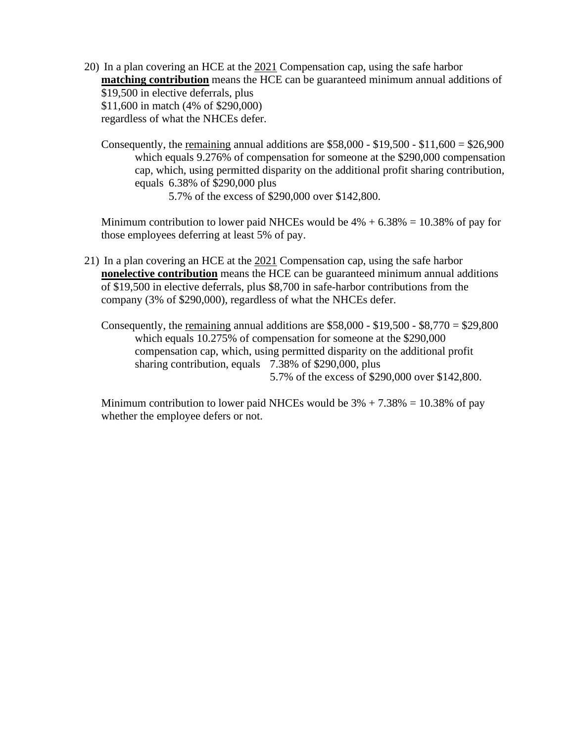20) In a plan covering an HCE at the <u>2021</u> Compensation cap, using the safe harbor **<u>matching contribution</u>** means the HCE can be guaranteed minimum annual additions of
$19,500 in elective deferrals, plus
$11,600 in match (4% of $290,000)
regardless of what the NHCEs defer.

Consequently, the <u>remaining</u> annual additions are $58,000 - $19,500 - $11,600 = $26,900 which equals 9.276% of compensation for someone at the $290,000 compensation cap, which, using permitted disparity on the additional profit sharing contribution, equals 6.38% of $290,000 plus
5.7% of the excess of $290,000 over $142,800.

Minimum contribution to lower paid NHCEs would be 4% + 6.38% = 10.38% of pay for those employees deferring at least 5% of pay.

21) In a plan covering an HCE at the <u>2021</u> Compensation cap, using the safe harbor **<u>nonelective contribution</u>** means the HCE can be guaranteed minimum annual additions of $19,500 in elective deferrals, plus $8,700 in safe-harbor contributions from the company (3% of $290,000), regardless of what the NHCEs defer.

Consequently, the <u>remaining</u> annual additions are $58,000 - $19,500 - $8,770 = $29,800 which equals 10.275% of compensation for someone at the $290,000 compensation cap, which, using permitted disparity on the additional profit sharing contribution, equals 7.38% of $290,000, plus
5.7% of the excess of $290,000 over $142,800.

Minimum contribution to lower paid NHCEs would be 3% + 7.38% = 10.38% of pay whether the employee defers or not.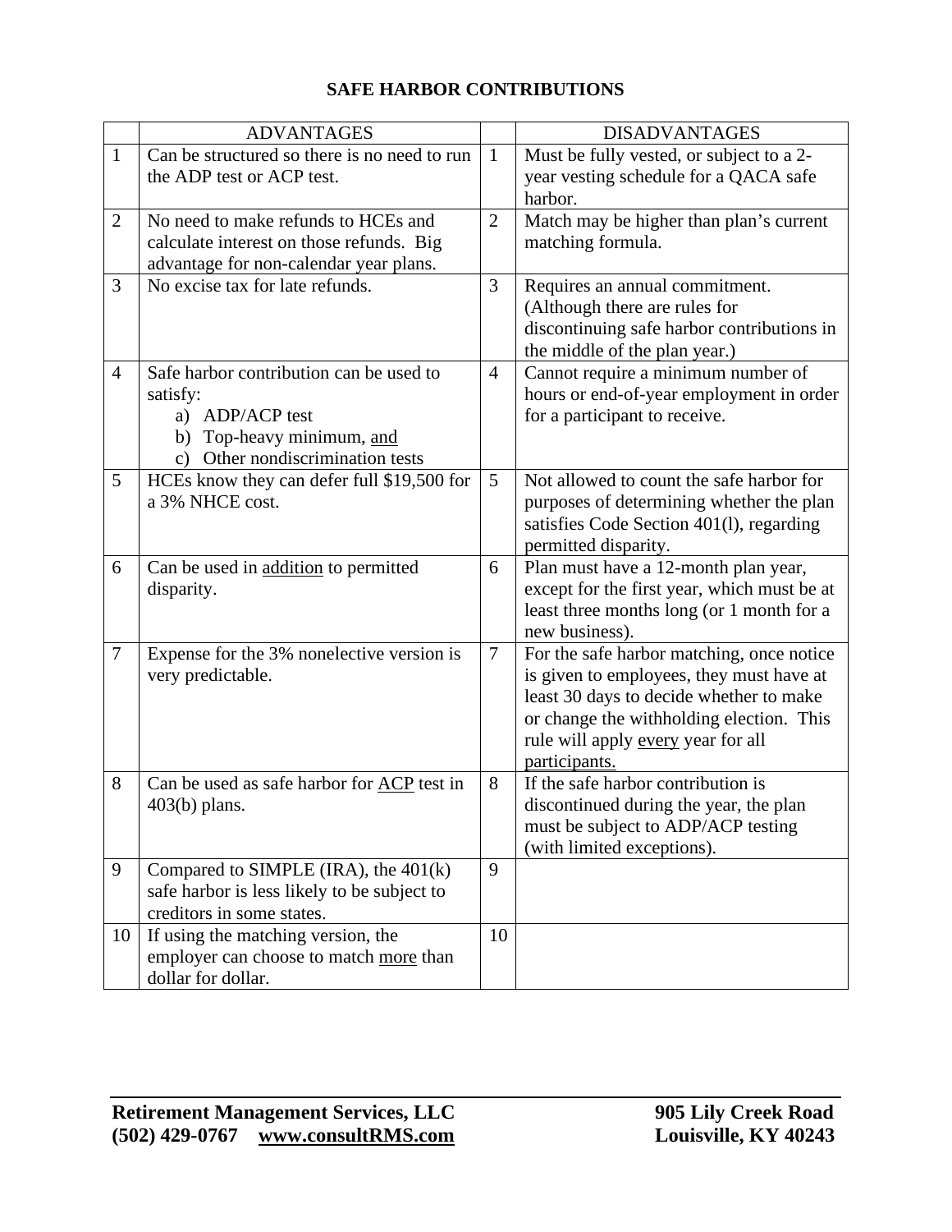# SAFE HARBOR CONTRIBUTIONS

| | ADVANTAGES | | DISADVANTAGES |
|---|---|---|---|
| 1 | Can be structured so there is no need to run the ADP test or ACP test. | 1 | Must be fully vested, or subject to a 2-year vesting schedule for a QACA safe harbor. |
| 2 | No need to make refunds to HCEs and calculate interest on those refunds. Big advantage for non-calendar year plans. | 2 | Match may be higher than plan's current matching formula. |
| 3 | No excise tax for late refunds. | 3 | Requires an annual commitment. (Although there are rules for discontinuing safe harbor contributions in the middle of the plan year.) |
| 4 | Safe harbor contribution can be used to satisfy: a) ADP/ACP test b) Top-heavy minimum, <u>and</u> c) Other nondiscrimination tests | 4 | Cannot require a minimum number of hours or end-of-year employment in order for a participant to receive. |
| 5 | HCEs know they can defer full $19,500 for a 3% NHCE cost. | 5 | Not allowed to count the safe harbor for purposes of determining whether the plan satisfies Code Section 401(l), regarding permitted disparity. |
| 6 | Can be used in <u>addition</u> to permitted disparity. | 6 | Plan must have a 12-month plan year, except for the first year, which must be at least three months long (or 1 month for a new business). |
| 7 | Expense for the 3% nonelective version is very predictable. | 7 | For the safe harbor matching, once notice is given to employees, they must have at least 30 days to decide whether to make or change the withholding election. This rule will apply <u>every</u> year for all <u>participants.</u> |
| 8 | Can be used as safe harbor for <u>ACP</u> test in 403(b) plans. | 8 | If the safe harbor contribution is discontinued during the year, the plan must be subject to ADP/ACP testing (with limited exceptions). |
| 9 | Compared to SIMPLE (IRA), the 401(k) safe harbor is less likely to be subject to creditors in some states. | 9 | |
| 10 | If using the matching version, the employer can choose to match <u>more</u> than dollar for dollar. | 10 | |